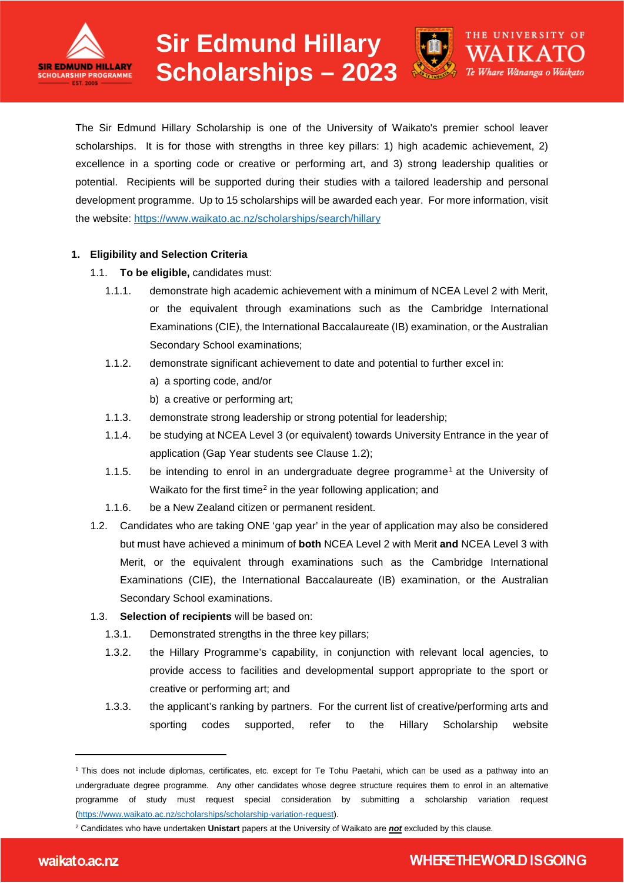# Sir Edmund Hillary Scholarships – 2023

The Sir Edmund Hillary Scholarship is one of the University of Waikato's premier school leaver scholarships. It is for those with strengths in three key pillars: 1) high academic achievement, 2) excellence in a sporting code or creative or performing art, and 3) strong leadership qualities or potential. Recipients will be supported during their studies with a tailored leadership and personal development programme. Up to 15 scholarships will be awarded each year. For more information, visit the website: https://www.waikato.ac.nz/scholarships/search/hillary

## 1. Eligibility and Selection Criteria

1.1. **To be eligible,** candidates must:

- 1.1.1. demonstrate high academic achievement with a minimum of NCEA Level 2 with Merit, or the equivalent through examinations such as the Cambridge International Examinations (CIE), the International Baccalaureate (IB) examination, or the Australian Secondary School examinations;
- 1.1.2. demonstrate significant achievement to date and potential to further excel in:
  - a) a sporting code, and/or
  - b) a creative or performing art;
- 1.1.3. demonstrate strong leadership or strong potential for leadership;
- 1.1.4. be studying at NCEA Level 3 (or equivalent) towards University Entrance in the year of application (Gap Year students see Clause 1.2);
- 1.1.5. be intending to enrol in an undergraduate degree programme[1] at the University of Waikato for the first time[2] in the year following application; and
- 1.1.6. be a New Zealand citizen or permanent resident.

1.2. Candidates who are taking ONE 'gap year' in the year of application may also be considered but must have achieved a minimum of **both** NCEA Level 2 with Merit **and** NCEA Level 3 with Merit, or the equivalent through examinations such as the Cambridge International Examinations (CIE), the International Baccalaureate (IB) examination, or the Australian Secondary School examinations.

1.3. **Selection of recipients** will be based on:

- 1.3.1. Demonstrated strengths in the three key pillars;
- 1.3.2. the Hillary Programme's capability, in conjunction with relevant local agencies, to provide access to facilities and developmental support appropriate to the sport or creative or performing art; and
- 1.3.3. the applicant's ranking by partners. For the current list of creative/performing arts and sporting codes supported, refer to the Hillary Scholarship website

---

[1] This does not include diplomas, certificates, etc. except for Te Tohu Paetahi, which can be used as a pathway into an undergraduate degree programme. Any other candidates whose degree structure requires them to enrol in an alternative programme of study must request special consideration by submitting a scholarship variation request (https://www.waikato.ac.nz/scholarships/scholarship-variation-request).

[2] Candidates who have undertaken **Unistart** papers at the University of Waikato are ***not*** excluded by this clause.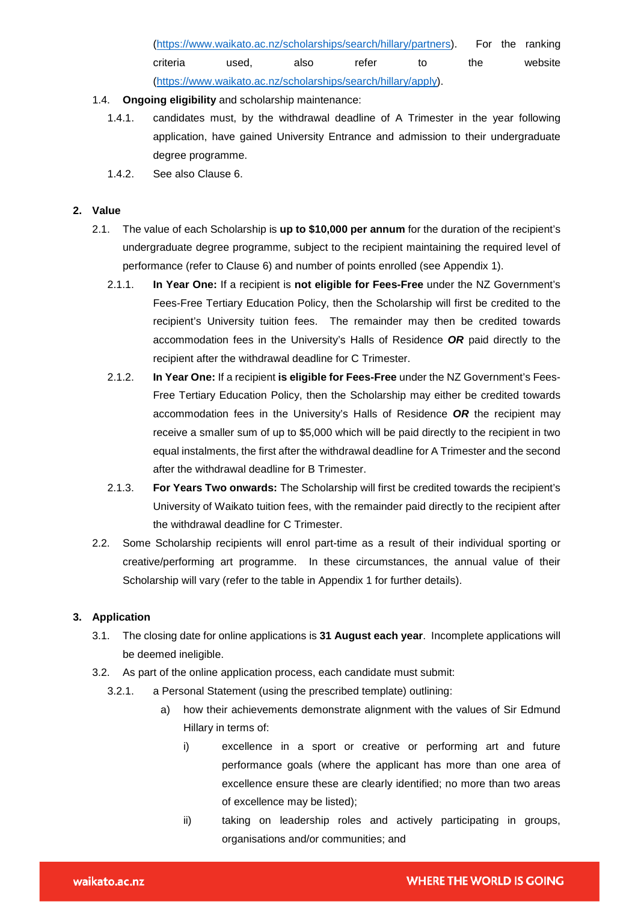(https://www.waikato.ac.nz/scholarships/search/hillary/partners). For the ranking criteria used, also refer to the website (https://www.waikato.ac.nz/scholarships/search/hillary/apply).

1.4. **Ongoing eligibility** and scholarship maintenance:

1.4.1. candidates must, by the withdrawal deadline of A Trimester in the year following application, have gained University Entrance and admission to their undergraduate degree programme.

1.4.2. See also Clause 6.

## 2. Value

2.1. The value of each Scholarship is **up to $10,000 per annum** for the duration of the recipient's undergraduate degree programme, subject to the recipient maintaining the required level of performance (refer to Clause 6) and number of points enrolled (see Appendix 1).

2.1.1. **In Year One:** If a recipient is **not eligible for Fees-Free** under the NZ Government's Fees-Free Tertiary Education Policy, then the Scholarship will first be credited to the recipient's University tuition fees. The remainder may then be credited towards accommodation fees in the University's Halls of Residence ***OR*** paid directly to the recipient after the withdrawal deadline for C Trimester.

2.1.2. **In Year One:** If a recipient **is eligible for Fees-Free** under the NZ Government's Fees-Free Tertiary Education Policy, then the Scholarship may either be credited towards accommodation fees in the University's Halls of Residence ***OR*** the recipient may receive a smaller sum of up to $5,000 which will be paid directly to the recipient in two equal instalments, the first after the withdrawal deadline for A Trimester and the second after the withdrawal deadline for B Trimester.

2.1.3. **For Years Two onwards:** The Scholarship will first be credited towards the recipient's University of Waikato tuition fees, with the remainder paid directly to the recipient after the withdrawal deadline for C Trimester.

2.2. Some Scholarship recipients will enrol part-time as a result of their individual sporting or creative/performing art programme. In these circumstances, the annual value of their Scholarship will vary (refer to the table in Appendix 1 for further details).

## 3. Application

3.1. The closing date for online applications is **31 August each year**. Incomplete applications will be deemed ineligible.

3.2. As part of the online application process, each candidate must submit:

3.2.1. a Personal Statement (using the prescribed template) outlining:

a) how their achievements demonstrate alignment with the values of Sir Edmund Hillary in terms of:

i) excellence in a sport or creative or performing art and future performance goals (where the applicant has more than one area of excellence ensure these are clearly identified; no more than two areas of excellence may be listed);

ii) taking on leadership roles and actively participating in groups, organisations and/or communities; and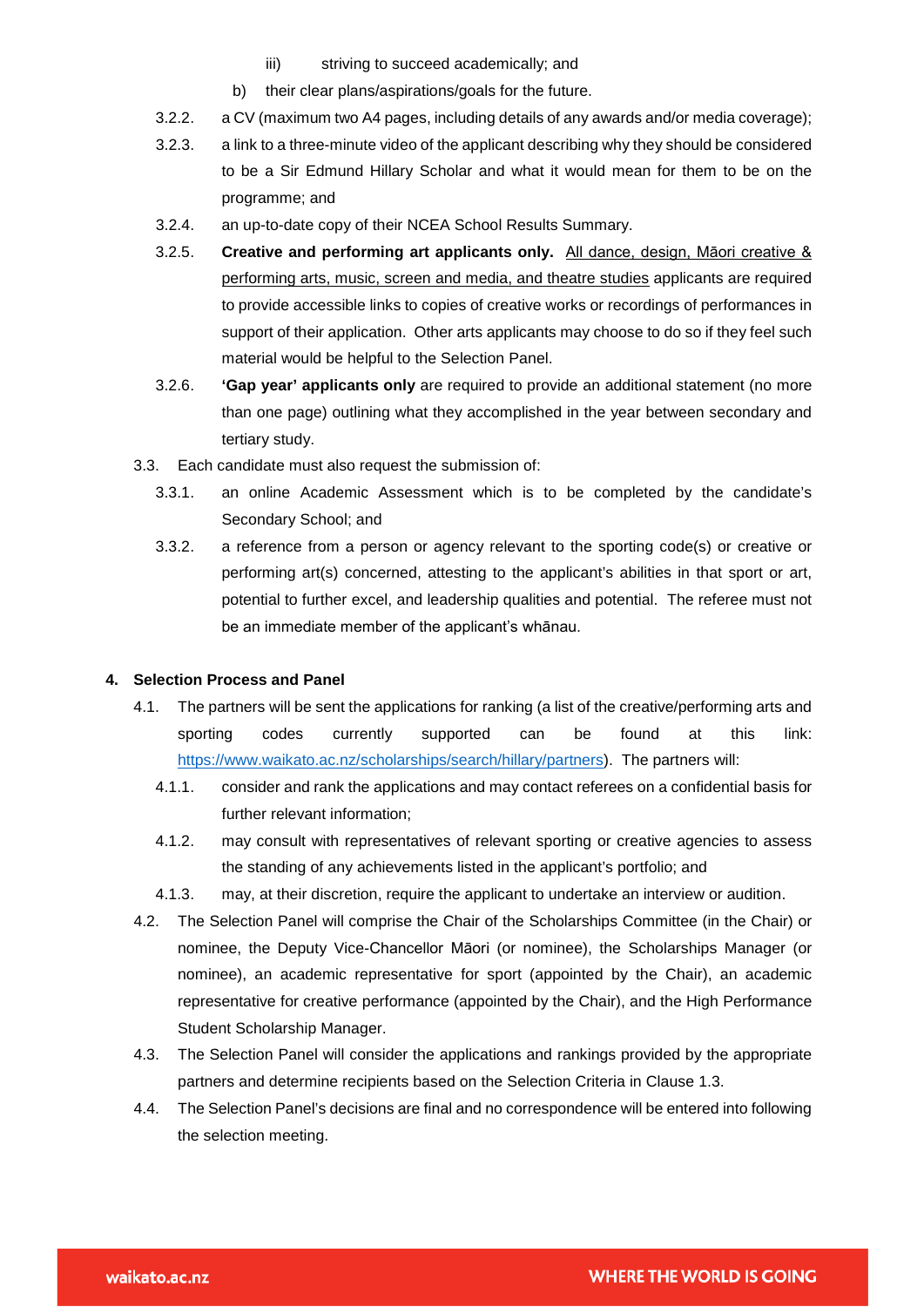- iii) striving to succeed academically; and
   - b) their clear plans/aspirations/goals for the future.

3.2.2. a CV (maximum two A4 pages, including details of any awards and/or media coverage);

3.2.3. a link to a three-minute video of the applicant describing why they should be considered to be a Sir Edmund Hillary Scholar and what it would mean for them to be on the programme; and

3.2.4. an up-to-date copy of their NCEA School Results Summary.

3.2.5. **Creative and performing art applicants only.** All dance, design, Māori creative & performing arts, music, screen and media, and theatre studies applicants are required to provide accessible links to copies of creative works or recordings of performances in support of their application. Other arts applicants may choose to do so if they feel such material would be helpful to the Selection Panel.

3.2.6. **'Gap year' applicants only** are required to provide an additional statement (no more than one page) outlining what they accomplished in the year between secondary and tertiary study.

3.3. Each candidate must also request the submission of:

3.3.1. an online Academic Assessment which is to be completed by the candidate's Secondary School; and

3.3.2. a reference from a person or agency relevant to the sporting code(s) or creative or performing art(s) concerned, attesting to the applicant's abilities in that sport or art, potential to further excel, and leadership qualities and potential. The referee must not be an immediate member of the applicant's whānau.

## 4. Selection Process and Panel

4.1. The partners will be sent the applications for ranking (a list of the creative/performing arts and sporting codes currently supported can be found at this link: https://www.waikato.ac.nz/scholarships/search/hillary/partners). The partners will:

4.1.1. consider and rank the applications and may contact referees on a confidential basis for further relevant information;

4.1.2. may consult with representatives of relevant sporting or creative agencies to assess the standing of any achievements listed in the applicant's portfolio; and

4.1.3. may, at their discretion, require the applicant to undertake an interview or audition.

4.2. The Selection Panel will comprise the Chair of the Scholarships Committee (in the Chair) or nominee, the Deputy Vice-Chancellor Māori (or nominee), the Scholarships Manager (or nominee), an academic representative for sport (appointed by the Chair), an academic representative for creative performance (appointed by the Chair), and the High Performance Student Scholarship Manager.

4.3. The Selection Panel will consider the applications and rankings provided by the appropriate partners and determine recipients based on the Selection Criteria in Clause 1.3.

4.4. The Selection Panel's decisions are final and no correspondence will be entered into following the selection meeting.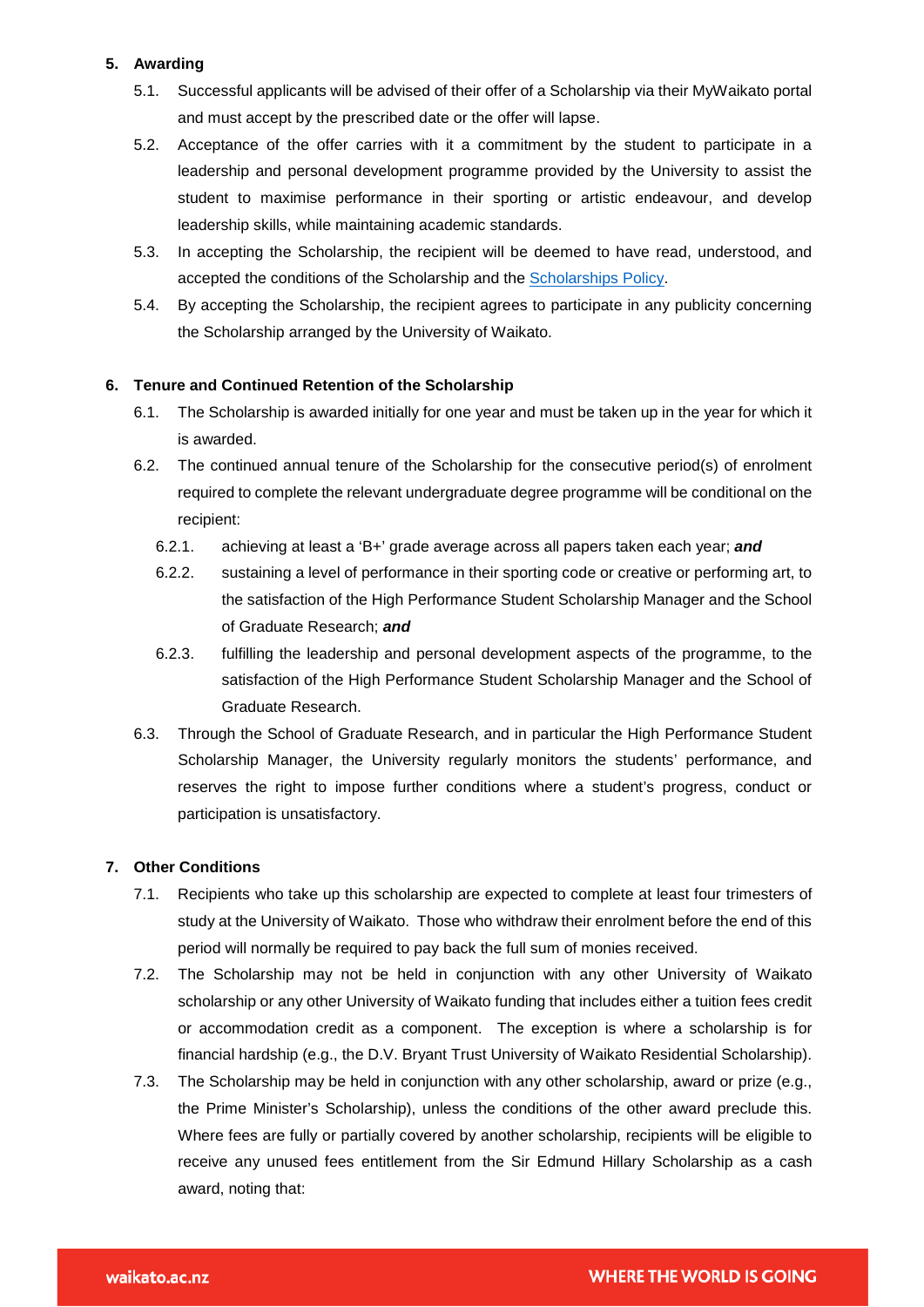**5. Awarding**

5.1. Successful applicants will be advised of their offer of a Scholarship via their MyWaikato portal and must accept by the prescribed date or the offer will lapse.

5.2. Acceptance of the offer carries with it a commitment by the student to participate in a leadership and personal development programme provided by the University to assist the student to maximise performance in their sporting or artistic endeavour, and develop leadership skills, while maintaining academic standards.

5.3. In accepting the Scholarship, the recipient will be deemed to have read, understood, and accepted the conditions of the Scholarship and the [Scholarships Policy](Scholarships Policy).

5.4. By accepting the Scholarship, the recipient agrees to participate in any publicity concerning the Scholarship arranged by the University of Waikato.

**6. Tenure and Continued Retention of the Scholarship**

6.1. The Scholarship is awarded initially for one year and must be taken up in the year for which it is awarded.

6.2. The continued annual tenure of the Scholarship for the consecutive period(s) of enrolment required to complete the relevant undergraduate degree programme will be conditional on the recipient:

6.2.1. achieving at least a 'B+' grade average across all papers taken each year; ***and***

6.2.2. sustaining a level of performance in their sporting code or creative or performing art, to the satisfaction of the High Performance Student Scholarship Manager and the School of Graduate Research; ***and***

6.2.3. fulfilling the leadership and personal development aspects of the programme, to the satisfaction of the High Performance Student Scholarship Manager and the School of Graduate Research.

6.3. Through the School of Graduate Research, and in particular the High Performance Student Scholarship Manager, the University regularly monitors the students' performance, and reserves the right to impose further conditions where a student's progress, conduct or participation is unsatisfactory.

**7. Other Conditions**

7.1. Recipients who take up this scholarship are expected to complete at least four trimesters of study at the University of Waikato. Those who withdraw their enrolment before the end of this period will normally be required to pay back the full sum of monies received.

7.2. The Scholarship may not be held in conjunction with any other University of Waikato scholarship or any other University of Waikato funding that includes either a tuition fees credit or accommodation credit as a component. The exception is where a scholarship is for financial hardship (e.g., the D.V. Bryant Trust University of Waikato Residential Scholarship).

7.3. The Scholarship may be held in conjunction with any other scholarship, award or prize (e.g., the Prime Minister's Scholarship), unless the conditions of the other award preclude this. Where fees are fully or partially covered by another scholarship, recipients will be eligible to receive any unused fees entitlement from the Sir Edmund Hillary Scholarship as a cash award, noting that: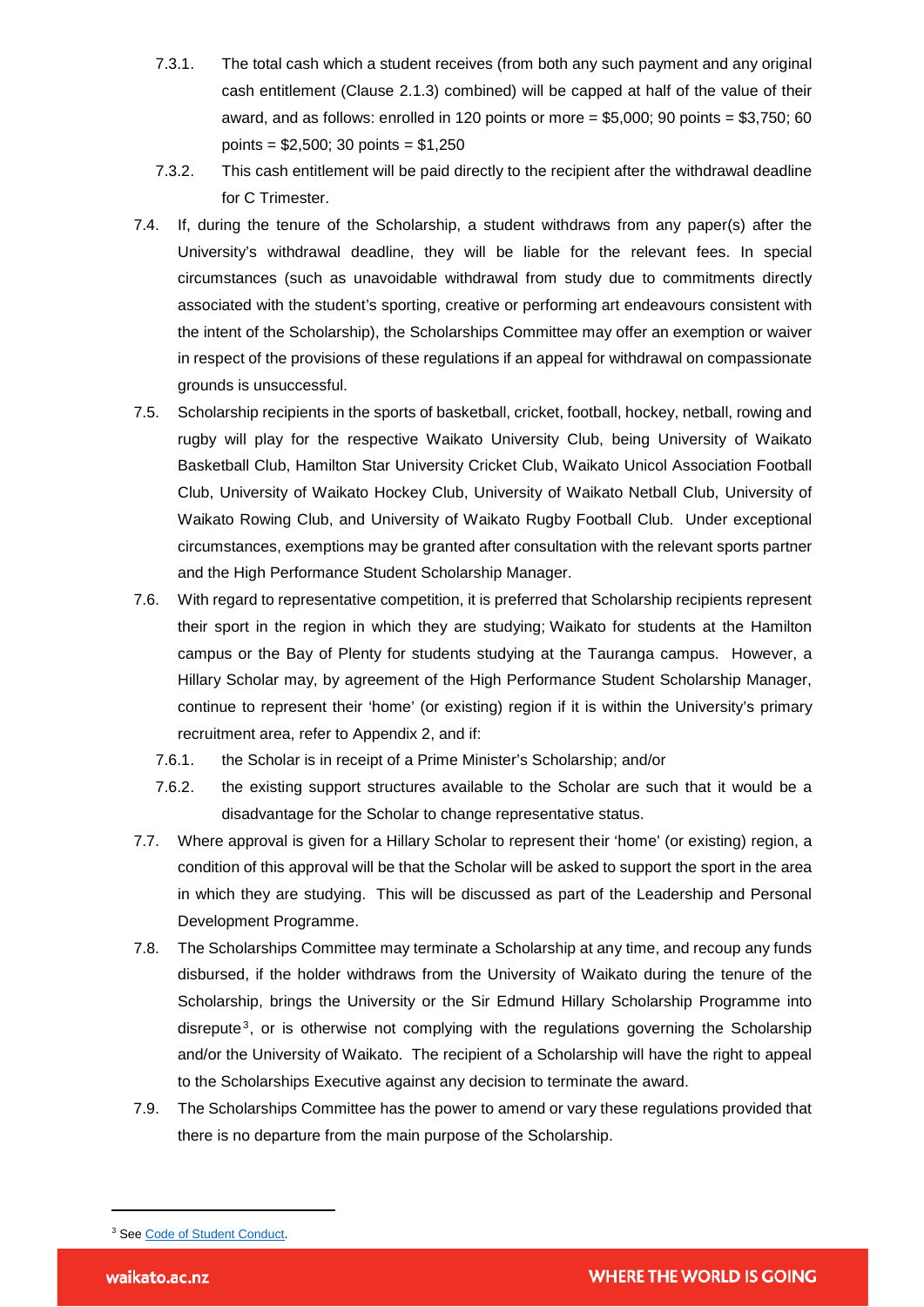7.3.1. The total cash which a student receives (from both any such payment and any original cash entitlement (Clause 2.1.3) combined) will be capped at half of the value of their award, and as follows: enrolled in 120 points or more = $5,000; 90 points = $3,750; 60 points = $2,500; 30 points = $1,250

7.3.2. This cash entitlement will be paid directly to the recipient after the withdrawal deadline for C Trimester.

7.4. If, during the tenure of the Scholarship, a student withdraws from any paper(s) after the University's withdrawal deadline, they will be liable for the relevant fees. In special circumstances (such as unavoidable withdrawal from study due to commitments directly associated with the student's sporting, creative or performing art endeavours consistent with the intent of the Scholarship), the Scholarships Committee may offer an exemption or waiver in respect of the provisions of these regulations if an appeal for withdrawal on compassionate grounds is unsuccessful.

7.5. Scholarship recipients in the sports of basketball, cricket, football, hockey, netball, rowing and rugby will play for the respective Waikato University Club, being University of Waikato Basketball Club, Hamilton Star University Cricket Club, Waikato Unicol Association Football Club, University of Waikato Hockey Club, University of Waikato Netball Club, University of Waikato Rowing Club, and University of Waikato Rugby Football Club. Under exceptional circumstances, exemptions may be granted after consultation with the relevant sports partner and the High Performance Student Scholarship Manager.

7.6. With regard to representative competition, it is preferred that Scholarship recipients represent their sport in the region in which they are studying; Waikato for students at the Hamilton campus or the Bay of Plenty for students studying at the Tauranga campus. However, a Hillary Scholar may, by agreement of the High Performance Student Scholarship Manager, continue to represent their 'home' (or existing) region if it is within the University's primary recruitment area, refer to Appendix 2, and if:

7.6.1. the Scholar is in receipt of a Prime Minister's Scholarship; and/or

7.6.2. the existing support structures available to the Scholar are such that it would be a disadvantage for the Scholar to change representative status.

7.7. Where approval is given for a Hillary Scholar to represent their 'home' (or existing) region, a condition of this approval will be that the Scholar will be asked to support the sport in the area in which they are studying. This will be discussed as part of the Leadership and Personal Development Programme.

7.8. The Scholarships Committee may terminate a Scholarship at any time, and recoup any funds disbursed, if the holder withdraws from the University of Waikato during the tenure of the Scholarship, brings the University or the Sir Edmund Hillary Scholarship Programme into disrepute[3], or is otherwise not complying with the regulations governing the Scholarship and/or the University of Waikato. The recipient of a Scholarship will have the right to appeal to the Scholarships Executive against any decision to terminate the award.

7.9. The Scholarships Committee has the power to amend or vary these regulations provided that there is no departure from the main purpose of the Scholarship.

[3] See Code of Student Conduct.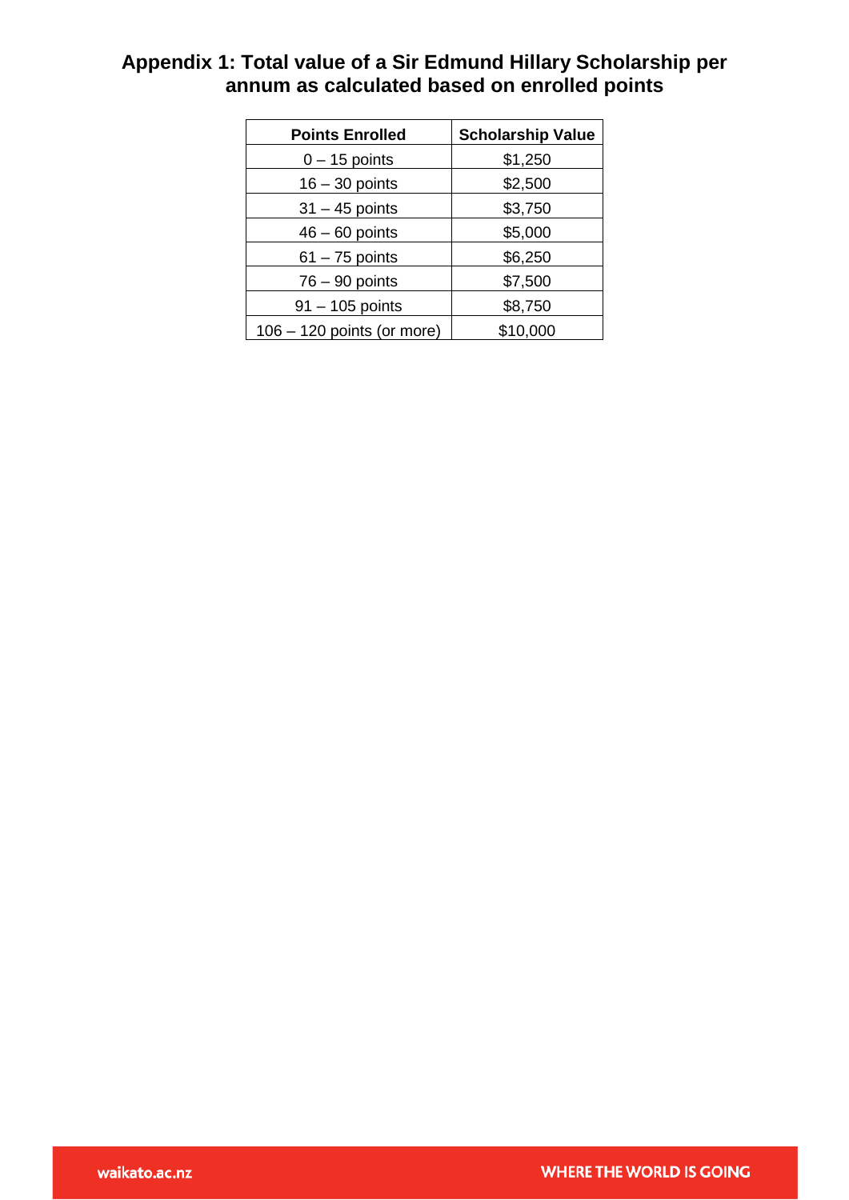## Appendix 1: Total value of a Sir Edmund Hillary Scholarship per annum as calculated based on enrolled points

| Points Enrolled | Scholarship Value |
|---|---|
| 0 – 15 points | $1,250 |
| 16 – 30 points | $2,500 |
| 31 – 45 points | $3,750 |
| 46 – 60 points | $5,000 |
| 61 – 75 points | $6,250 |
| 76 – 90 points | $7,500 |
| 91 – 105 points | $8,750 |
| 106 – 120 points (or more) | $10,000 |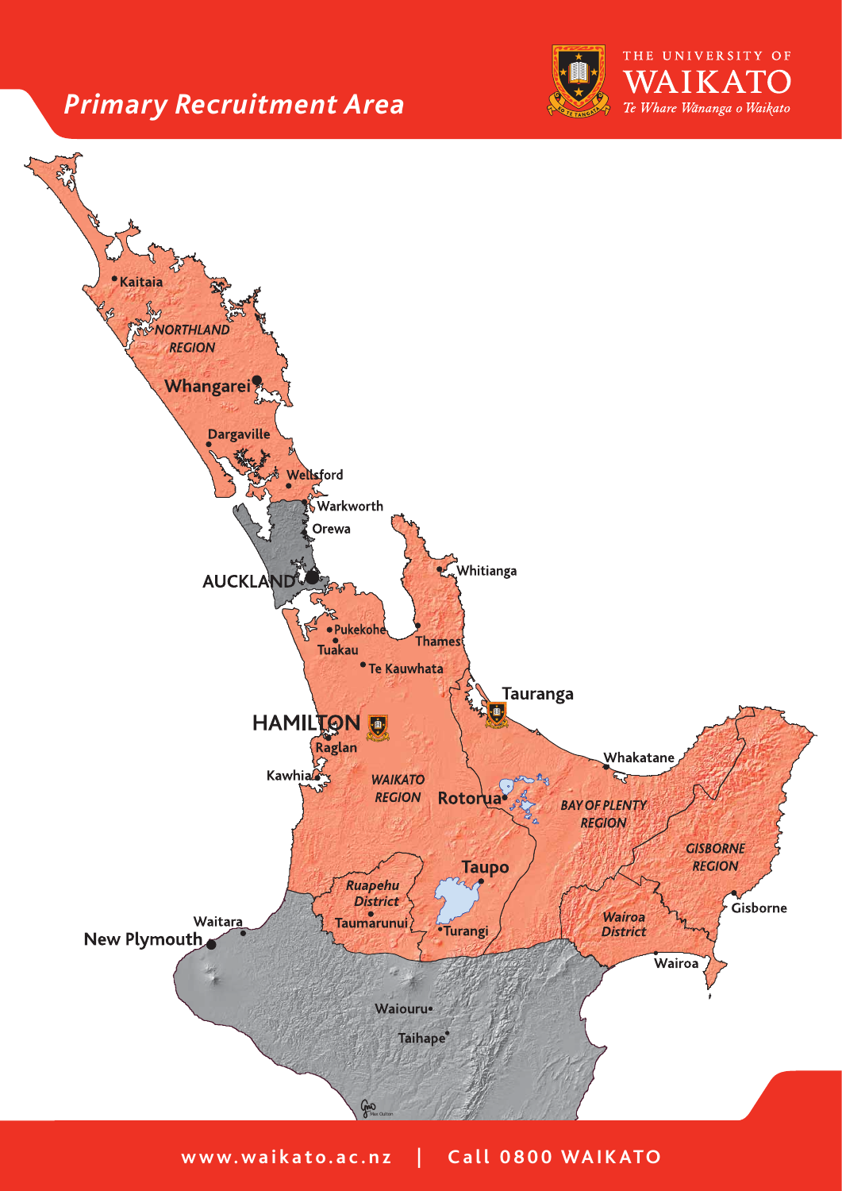# Primary Recruitment Area

THE UNIVERSITY OF WAIKATO
Te Whare Wānanga o Waikato

Kaitaia
NORTHLAND REGION
Whangarei
Dargaville
Wellsford
Warkworth
Orewa
AUCKLAND
Whitianga
Pukekohe
Tuakau
Thames
Te Kauwhata
Tauranga
HAMILTON
Raglan
Kawhia
WAIKATO REGION
Rotorua
Whakatane
BAY OF PLENTY REGION
GISBORNE REGION
Taupo
Ruapehu District
Taumarunui
Turangi
Gisborne
Wairoa District
Wairoa
Waitara
New Plymouth
Waiouru
Taihape

www.waikato.ac.nz | Call 0800 WAIKATO